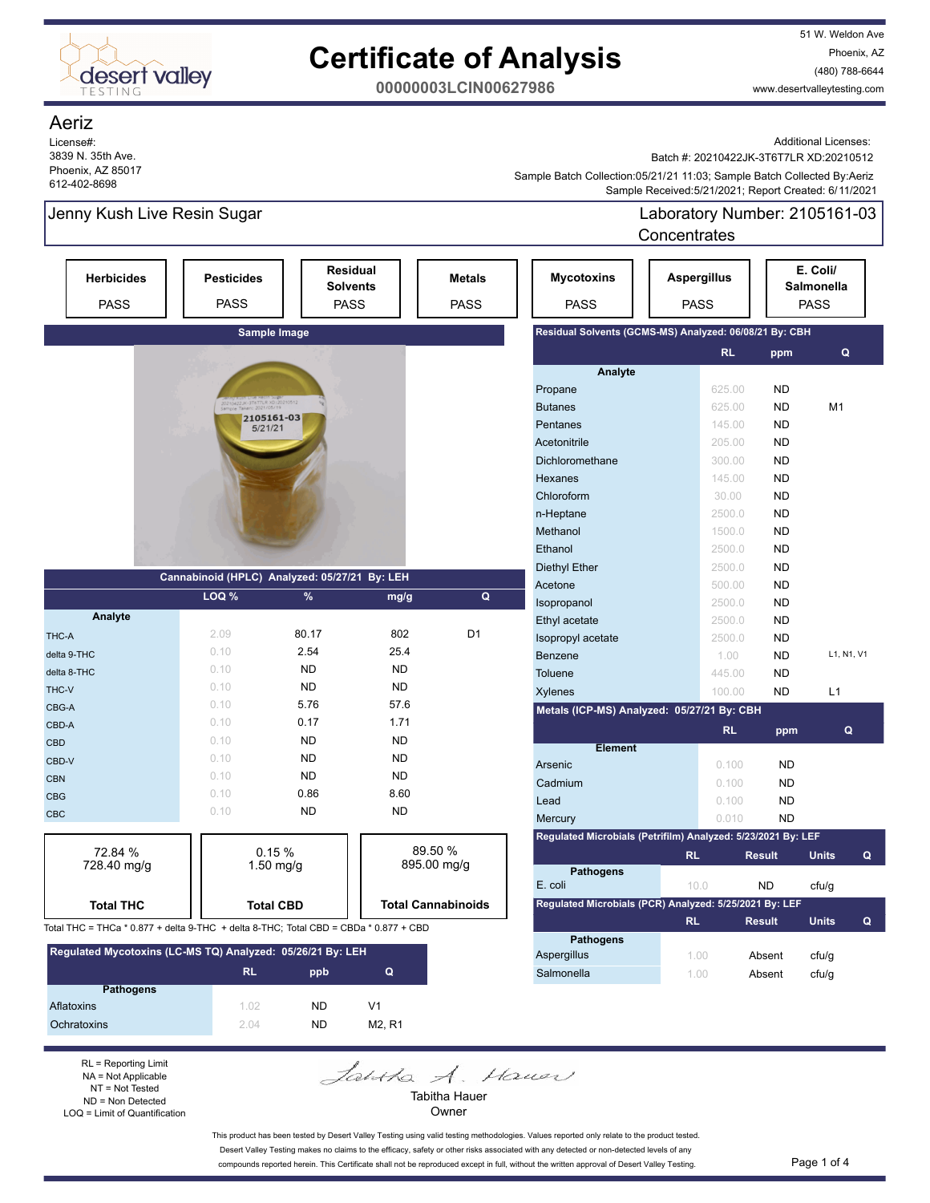# Certificate of Analysis

**00000003LCIN00627986**

desert valley TESTING

51 W. Weldon Ave
Phoenix, AZ
(480) 788-6644
www.desertvalleytesting.com

## Aeriz

License#:
3839 N. 35th Ave.
Phoenix, AZ 85017
612-402-8698

Additional Licenses:
Batch #: 20210422JK-3T6T7LR XD:20210512
Sample Batch Collection:05/21/21 11:03; Sample Batch Collected By:Aeriz
Sample Received:5/21/2021; Report Created: 6/11/2021

**Jenny Kush Live Resin Sugar**

Laboratory Number: 2105161-03
Concentrates

| Herbicides | Pesticides | Residual Solvents | Metals | Mycotoxins | Aspergillus | E. Coli/ Salmonella |
|---|---|---|---|---|---|---|
| PASS | PASS | PASS | PASS | PASS | PASS | PASS |

**Sample Image**

### Cannabinoid (HPLC) Analyzed: 05/27/21 By: LEH

| Analyte | LOQ % | % | mg/g | Q |
|---|---|---|---|---|
| THC-A | 2.09 | 80.17 | 802 | D1 |
| delta 9-THC | 0.10 | 2.54 | 25.4 | |
| delta 8-THC | 0.10 | ND | ND | |
| THC-V | 0.10 | ND | ND | |
| CBG-A | 0.10 | 5.76 | 57.6 | |
| CBD-A | 0.10 | 0.17 | 1.71 | |
| CBD | 0.10 | ND | ND | |
| CBD-V | 0.10 | ND | ND | |
| CBN | 0.10 | ND | ND | |
| CBG | 0.10 | 0.86 | 8.60 | |
| CBC | 0.10 | ND | ND | |

| Total THC | Total CBD | Total Cannabinoids |
|---|---|---|
| 72.84 % 728.40 mg/g | 0.15 % 1.50 mg/g | 89.50 % 895.00 mg/g |

Total THC = THCa * 0.877 + delta 9-THC + delta 8-THC; Total CBD = CBDa * 0.877 + CBD

### Regulated Mycotoxins (LC-MS TQ) Analyzed: 05/26/21 By: LEH

| Pathogens | RL | ppb | Q |
|---|---|---|---|
| Aflatoxins | 1.02 | ND | V1 |
| Ochratoxins | 2.04 | ND | M2, R1 |

### Residual Solvents (GCMS-MS) Analyzed: 06/08/21 By: CBH

| Analyte | RL | ppm | Q |
|---|---|---|---|
| Propane | 625.00 | ND | |
| Butanes | 625.00 | ND | M1 |
| Pentanes | 145.00 | ND | |
| Acetonitrile | 205.00 | ND | |
| Dichloromethane | 300.00 | ND | |
| Hexanes | 145.00 | ND | |
| Chloroform | 30.00 | ND | |
| n-Heptane | 2500.0 | ND | |
| Methanol | 1500.0 | ND | |
| Ethanol | 2500.0 | ND | |
| Diethyl Ether | 2500.0 | ND | |
| Acetone | 500.00 | ND | |
| Isopropanol | 2500.0 | ND | |
| Ethyl acetate | 2500.0 | ND | |
| Isopropyl acetate | 2500.0 | ND | |
| Benzene | 1.00 | ND | L1, N1, V1 |
| Toluene | 445.00 | ND | |
| Xylenes | 100.00 | ND | L1 |

### Metals (ICP-MS) Analyzed: 05/27/21 By: CBH

| Element | RL | ppm | Q |
|---|---|---|---|
| Arsenic | 0.100 | ND | |
| Cadmium | 0.100 | ND | |
| Lead | 0.100 | ND | |
| Mercury | 0.010 | ND | |

### Regulated Microbials (Petrifilm) Analyzed: 5/23/2021 By: LEF

| Pathogens | RL | Result | Units | Q |
|---|---|---|---|---|
| E. coli | 10.0 | ND | cfu/g | |

### Regulated Microbials (PCR) Analyzed: 5/25/2021 By: LEF

| Pathogens | RL | Result | Units | Q |
|---|---|---|---|---|
| Aspergillus | 1.00 | Absent | cfu/g | |
| Salmonella | 1.00 | Absent | cfu/g | |

RL = Reporting Limit
NA = Not Applicable
NT = Not Tested
ND = Non Detected
LOQ = Limit of Quantification

Tabitha Hauer
Owner

This product has been tested by Desert Valley Testing using valid testing methodologies. Values reported only relate to the product tested. Desert Valley Testing makes no claims to the efficacy, safety or other risks associated with any detected or non-detected levels of any compounds reported herein. This Certificate shall not be reproduced except in full, without the written approval of Desert Valley Testing.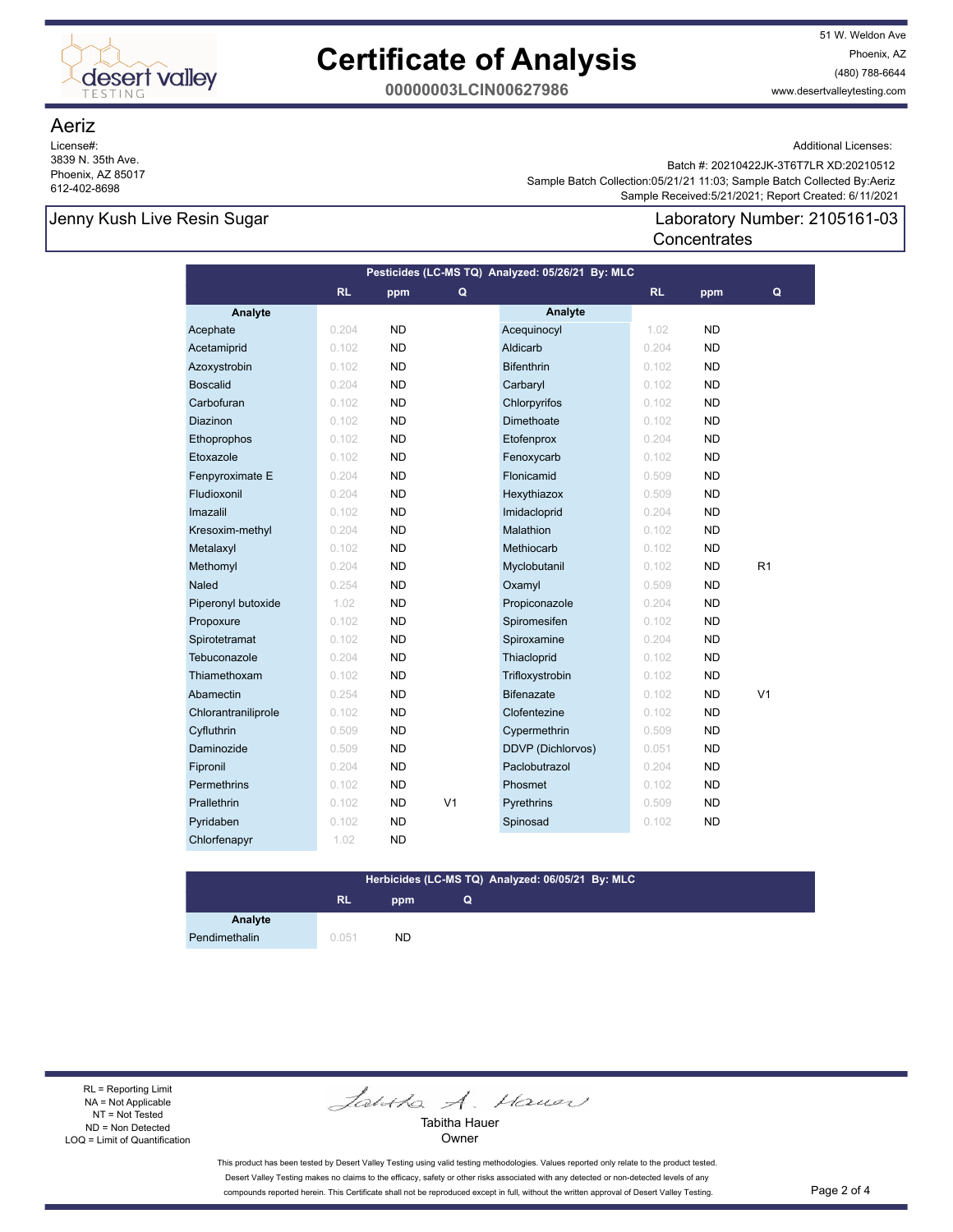# Certificate of Analysis

**00000003LCIN00627986**

51 W. Weldon Ave
Phoenix, AZ
(480) 788-6644
www.desertvalleytesting.com

## Aeriz

License#:
3839 N. 35th Ave.
Phoenix, AZ 85017
612-402-8698

Additional Licenses:
Batch #: 20210422JK-3T6T7LR XD:20210512
Sample Batch Collection:05/21/21 11:03; Sample Batch Collected By:Aeriz
Sample Received:5/21/2021; Report Created: 6/11/2021

**Jenny Kush Live Resin Sugar**

Laboratory Number: 2105161-03
Concentrates

### Pesticides (LC-MS TQ) Analyzed: 05/26/21 By: MLC

| Analyte | RL | ppm | Q | Analyte | RL | ppm | Q |
|---|---|---|---|---|---|---|---|
| Acephate | 0.204 | ND | | Acequinocyl | 1.02 | ND | |
| Acetamiprid | 0.102 | ND | | Aldicarb | 0.204 | ND | |
| Azoxystrobin | 0.102 | ND | | Bifenthrin | 0.102 | ND | |
| Boscalid | 0.204 | ND | | Carbaryl | 0.102 | ND | |
| Carbofuran | 0.102 | ND | | Chlorpyrifos | 0.102 | ND | |
| Diazinon | 0.102 | ND | | Dimethoate | 0.102 | ND | |
| Ethoprophos | 0.102 | ND | | Etofenprox | 0.204 | ND | |
| Etoxazole | 0.102 | ND | | Fenoxycarb | 0.102 | ND | |
| Fenpyroximate E | 0.204 | ND | | Flonicamid | 0.509 | ND | |
| Fludioxonil | 0.204 | ND | | Hexythiazox | 0.509 | ND | |
| Imazalil | 0.102 | ND | | Imidacloprid | 0.204 | ND | |
| Kresoxim-methyl | 0.204 | ND | | Malathion | 0.102 | ND | |
| Metalaxyl | 0.102 | ND | | Methiocarb | 0.102 | ND | |
| Methomyl | 0.204 | ND | | Myclobutanil | 0.102 | ND | R1 |
| Naled | 0.254 | ND | | Oxamyl | 0.509 | ND | |
| Piperonyl butoxide | 1.02 | ND | | Propiconazole | 0.204 | ND | |
| Propoxure | 0.102 | ND | | Spiromesifen | 0.102 | ND | |
| Spirotetramat | 0.102 | ND | | Spiroxamine | 0.204 | ND | |
| Tebuconazole | 0.204 | ND | | Thiacloprid | 0.102 | ND | |
| Thiamethoxam | 0.102 | ND | | Trifloxystrobin | 0.102 | ND | |
| Abamectin | 0.254 | ND | | Bifenazate | 0.102 | ND | V1 |
| Chlorantraniliprole | 0.102 | ND | | Clofentezine | 0.102 | ND | |
| Cyfluthrin | 0.509 | ND | | Cypermethrin | 0.509 | ND | |
| Daminozide | 0.509 | ND | | DDVP (Dichlorvos) | 0.051 | ND | |
| Fipronil | 0.204 | ND | | Paclobutrazol | 0.204 | ND | |
| Permethrins | 0.102 | ND | | Phosmet | 0.102 | ND | |
| Prallethrin | 0.102 | ND | V1 | Pyrethrins | 0.509 | ND | |
| Pyridaben | 0.102 | ND | | Spinosad | 0.102 | ND | |
| Chlorfenapyr | 1.02 | ND | | | | | |

### Herbicides (LC-MS TQ) Analyzed: 06/05/21 By: MLC

| Analyte | RL | ppm | Q |
|---|---|---|---|
| Pendimethalin | 0.051 | ND | |

RL = Reporting Limit
NA = Not Applicable
NT = Not Tested
ND = Non Detected
LOQ = Limit of Quantification

Tabitha Hauer
Owner

This product has been tested by Desert Valley Testing using valid testing methodologies. Values reported only relate to the product tested. Desert Valley Testing makes no claims to the efficacy, safety or other risks associated with any detected or non-detected levels of any compounds reported herein. This Certificate shall not be reproduced except in full, without the written approval of Desert Valley Testing.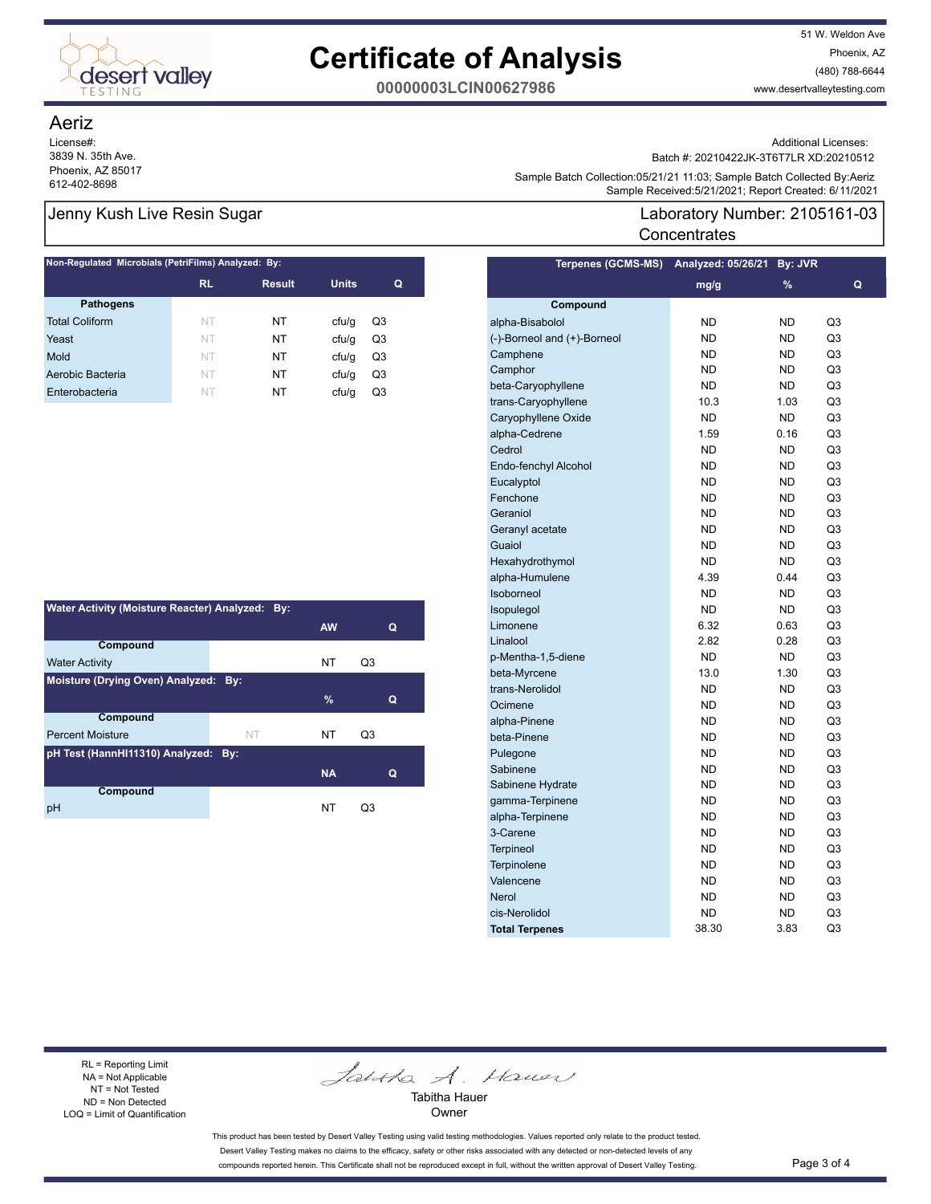# Certificate of Analysis

**00000003LCIN00627986**

51 W. Weldon Ave
Phoenix, AZ
(480) 788-6644
www.desertvalleytesting.com

## Aeriz

License#:
3839 N. 35th Ave.
Phoenix, AZ 85017
612-402-8698

Additional Licenses:
Batch #: 20210422JK-3T6T7LR XD:20210512
Sample Batch Collection:05/21/21 11:03; Sample Batch Collected By:Aeriz
Sample Received:5/21/2021; Report Created: 6/11/2021

## Jenny Kush Live Resin Sugar

Laboratory Number: 2105161-03
Concentrates

### Non-Regulated Microbials (PetriFilms) Analyzed: By:

| Pathogens | RL | Result | Units | Q |
|---|---|---|---|---|
| Total Coliform | NT | NT | cfu/g | Q3 |
| Yeast | NT | NT | cfu/g | Q3 |
| Mold | NT | NT | cfu/g | Q3 |
| Aerobic Bacteria | NT | NT | cfu/g | Q3 |
| Enterobacteria | NT | NT | cfu/g | Q3 |

### Water Activity (Moisture Reacter) Analyzed: By:

| Compound | | AW | Q |
|---|---|---|---|
| Water Activity | | NT | Q3 |

### Moisture (Drying Oven) Analyzed: By:

| Compound | | % | Q |
|---|---|---|---|
| Percent Moisture | NT | NT | Q3 |

### pH Test (HannHI11310) Analyzed: By:

| Compound | | NA | Q |
|---|---|---|---|
| pH | | NT | Q3 |

### Terpenes (GCMS-MS) Analyzed: 05/26/21 By: JVR

| Compound | mg/g | % | Q |
|---|---|---|---|
| alpha-Bisabolol | ND | ND | Q3 |
| (-)-Borneol and (+)-Borneol | ND | ND | Q3 |
| Camphene | ND | ND | Q3 |
| Camphor | ND | ND | Q3 |
| beta-Caryophyllene | ND | ND | Q3 |
| trans-Caryophyllene | 10.3 | 1.03 | Q3 |
| Caryophyllene Oxide | ND | ND | Q3 |
| alpha-Cedrene | 1.59 | 0.16 | Q3 |
| Cedrol | ND | ND | Q3 |
| Endo-fenchyl Alcohol | ND | ND | Q3 |
| Eucalyptol | ND | ND | Q3 |
| Fenchone | ND | ND | Q3 |
| Geraniol | ND | ND | Q3 |
| Geranyl acetate | ND | ND | Q3 |
| Guaiol | ND | ND | Q3 |
| Hexahydrothymol | ND | ND | Q3 |
| alpha-Humulene | 4.39 | 0.44 | Q3 |
| Isoborneol | ND | ND | Q3 |
| Isopulegol | ND | ND | Q3 |
| Limonene | 6.32 | 0.63 | Q3 |
| Linalool | 2.82 | 0.28 | Q3 |
| p-Mentha-1,5-diene | ND | ND | Q3 |
| beta-Myrcene | 13.0 | 1.30 | Q3 |
| trans-Nerolidol | ND | ND | Q3 |
| Ocimene | ND | ND | Q3 |
| alpha-Pinene | ND | ND | Q3 |
| beta-Pinene | ND | ND | Q3 |
| Pulegone | ND | ND | Q3 |
| Sabinene | ND | ND | Q3 |
| Sabinene Hydrate | ND | ND | Q3 |
| gamma-Terpinene | ND | ND | Q3 |
| alpha-Terpinene | ND | ND | Q3 |
| 3-Carene | ND | ND | Q3 |
| Terpineol | ND | ND | Q3 |
| Terpinolene | ND | ND | Q3 |
| Valencene | ND | ND | Q3 |
| Nerol | ND | ND | Q3 |
| cis-Nerolidol | ND | ND | Q3 |
| **Total Terpenes** | 38.30 | 3.83 | Q3 |

RL = Reporting Limit
NA = Not Applicable
NT = Not Tested
ND = Non Detected
LOQ = Limit of Quantification

Tabitha Hauer
Owner

This product has been tested by Desert Valley Testing using valid testing methodologies. Values reported only relate to the product tested. Desert Valley Testing makes no claims to the efficacy, safety or other risks associated with any detected or non-detected levels of any compounds reported herein. This Certificate shall not be reproduced except in full, without the written approval of Desert Valley Testing.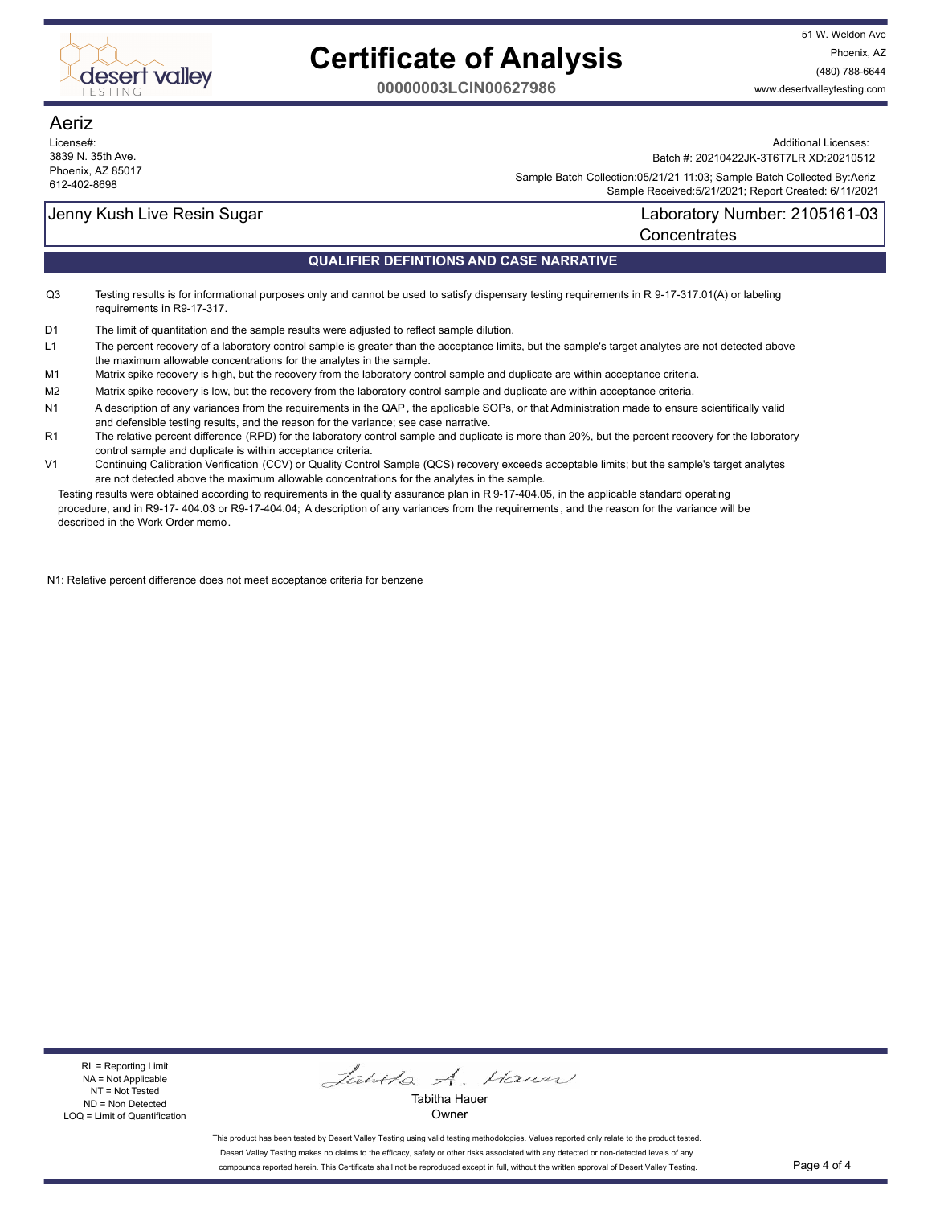# Certificate of Analysis

**00000003LCIN00627986**

51 W. Weldon Ave
Phoenix, AZ
(480) 788-6644
www.desertvalleytesting.com

## Aeriz

License#:
3839 N. 35th Ave.
Phoenix, AZ 85017
612-402-8698

Additional Licenses:
Batch #: 20210422JK-3T6T7LR XD:20210512
Sample Batch Collection:05/21/21 11:03; Sample Batch Collected By:Aeriz
Sample Received:5/21/2021; Report Created: 6/11/2021

Jenny Kush Live Resin Sugar

Laboratory Number: 2105161-03
Concentrates

### QUALIFIER DEFINTIONS AND CASE NARRATIVE

| | |
|---|---|
| Q3 | Testing results is for informational purposes only and cannot be used to satisfy dispensary testing requirements in R 9-17-317.01(A) or labeling requirements in R9-17-317. |
| D1 | The limit of quantitation and the sample results were adjusted to reflect sample dilution. |
| L1 | The percent recovery of a laboratory control sample is greater than the acceptance limits, but the sample's target analytes are not detected above the maximum allowable concentrations for the analytes in the sample. |
| M1 | Matrix spike recovery is high, but the recovery from the laboratory control sample and duplicate are within acceptance criteria. |
| M2 | Matrix spike recovery is low, but the recovery from the laboratory control sample and duplicate are within acceptance criteria. |
| N1 | A description of any variances from the requirements in the QAP, the applicable SOPs, or that Administration made to ensure scientifically valid and defensible testing results, and the reason for the variance; see case narrative. |
| R1 | The relative percent difference (RPD) for the laboratory control sample and duplicate is more than 20%, but the percent recovery for the laboratory control sample and duplicate is within acceptance criteria. |
| V1 | Continuing Calibration Verification (CCV) or Quality Control Sample (QCS) recovery exceeds acceptable limits; but the sample's target analytes are not detected above the maximum allowable concentrations for the analytes in the sample. |

Testing results were obtained according to requirements in the quality assurance plan in R 9-17-404.05, in the applicable standard operating procedure, and in R9-17- 404.03 or R9-17-404.04; A description of any variances from the requirements, and the reason for the variance will be described in the Work Order memo.

N1: Relative percent difference does not meet acceptance criteria for benzene

RL = Reporting Limit
NA = Not Applicable
NT = Not Tested
ND = Non Detected
LOQ = Limit of Quantification

Tabitha Hauer
Owner

This product has been tested by Desert Valley Testing using valid testing methodologies. Values reported only relate to the product tested. Desert Valley Testing makes no claims to the efficacy, safety or other risks associated with any detected or non-detected levels of any compounds reported herein. This Certificate shall not be reproduced except in full, without the written approval of Desert Valley Testing.